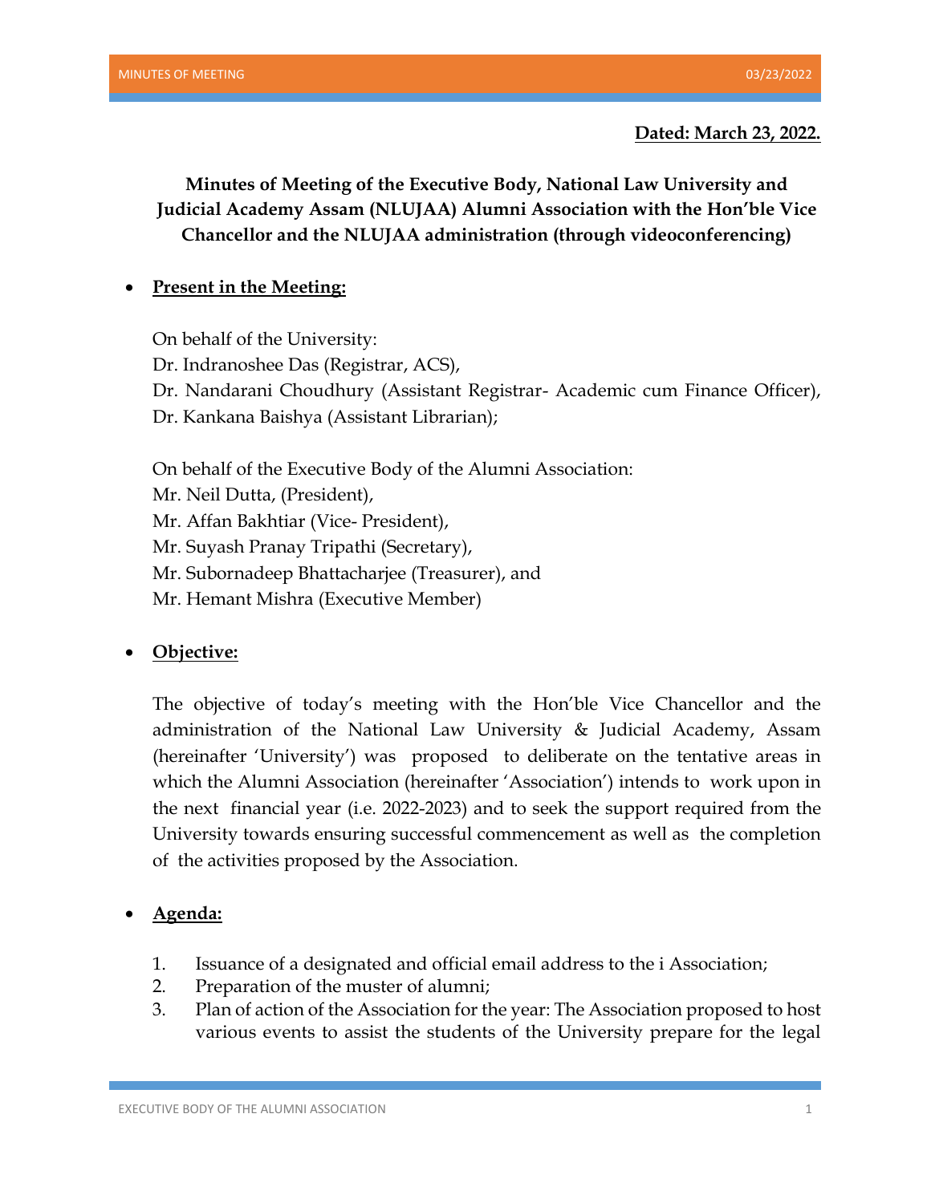**Dated: March 23, 2022.**

**Minutes of Meeting of the Executive Body, National Law University and Judicial Academy Assam (NLUJAA) Alumni Association with the Hon'ble Vice Chancellor and the NLUJAA administration (through videoconferencing)**

- **Present in the Meeting:**

  On behalf of the University:
  Dr. Indranoshee Das (Registrar, ACS),
  Dr. Nandarani Choudhury (Assistant Registrar- Academic cum Finance Officer),
  Dr. Kankana Baishya (Assistant Librarian);

  On behalf of the Executive Body of the Alumni Association:
  Mr. Neil Dutta, (President),
  Mr. Affan Bakhtiar (Vice- President),
  Mr. Suyash Pranay Tripathi (Secretary),
  Mr. Subornadeep Bhattacharjee (Treasurer), and
  Mr. Hemant Mishra (Executive Member)

- **Objective:**

  The objective of today's meeting with the Hon'ble Vice Chancellor and the administration of the National Law University & Judicial Academy, Assam (hereinafter 'University') was proposed to deliberate on the tentative areas in which the Alumni Association (hereinafter 'Association') intends to work upon in the next financial year (i.e. 2022-2023) and to seek the support required from the University towards ensuring successful commencement as well as the completion of the activities proposed by the Association.

- **Agenda:**

  1. Issuance of a designated and official email address to the i Association;
  2. Preparation of the muster of alumni;
  3. Plan of action of the Association for the year: The Association proposed to host various events to assist the students of the University prepare for the legal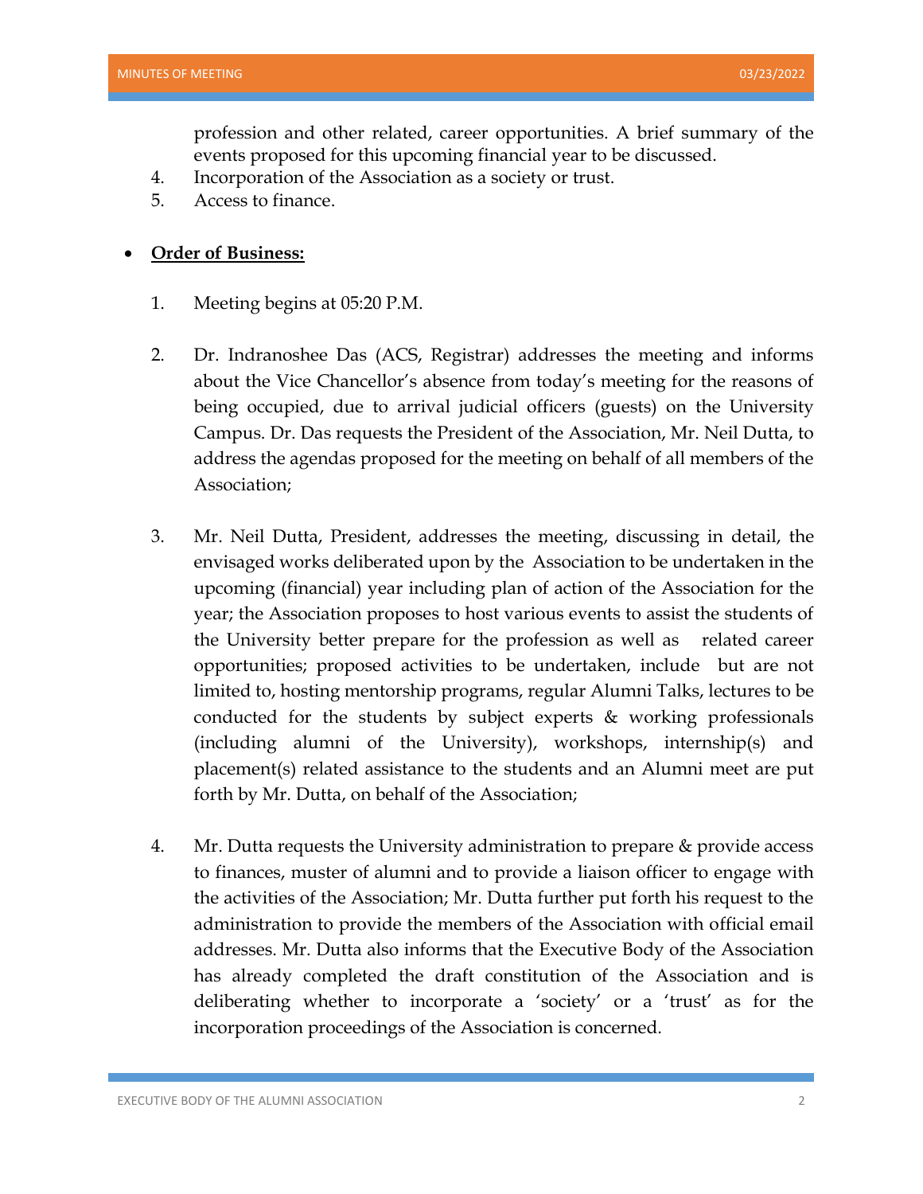profession and other related, career opportunities. A brief summary of the events proposed for this upcoming financial year to be discussed.

4. Incorporation of the Association as a society or trust.
5. Access to finance.

- **<u>Order of Business:</u>**

1. Meeting begins at 05:20 P.M.

2. Dr. Indranoshee Das (ACS, Registrar) addresses the meeting and informs about the Vice Chancellor's absence from today's meeting for the reasons of being occupied, due to arrival judicial officers (guests) on the University Campus. Dr. Das requests the President of the Association, Mr. Neil Dutta, to address the agendas proposed for the meeting on behalf of all members of the Association;

3. Mr. Neil Dutta, President, addresses the meeting, discussing in detail, the envisaged works deliberated upon by the Association to be undertaken in the upcoming (financial) year including plan of action of the Association for the year; the Association proposes to host various events to assist the students of the University better prepare for the profession as well as related career opportunities; proposed activities to be undertaken, include but are not limited to, hosting mentorship programs, regular Alumni Talks, lectures to be conducted for the students by subject experts & working professionals (including alumni of the University), workshops, internship(s) and placement(s) related assistance to the students and an Alumni meet are put forth by Mr. Dutta, on behalf of the Association;

4. Mr. Dutta requests the University administration to prepare & provide access to finances, muster of alumni and to provide a liaison officer to engage with the activities of the Association; Mr. Dutta further put forth his request to the administration to provide the members of the Association with official email addresses. Mr. Dutta also informs that the Executive Body of the Association has already completed the draft constitution of the Association and is deliberating whether to incorporate a 'society' or a 'trust' as for the incorporation proceedings of the Association is concerned.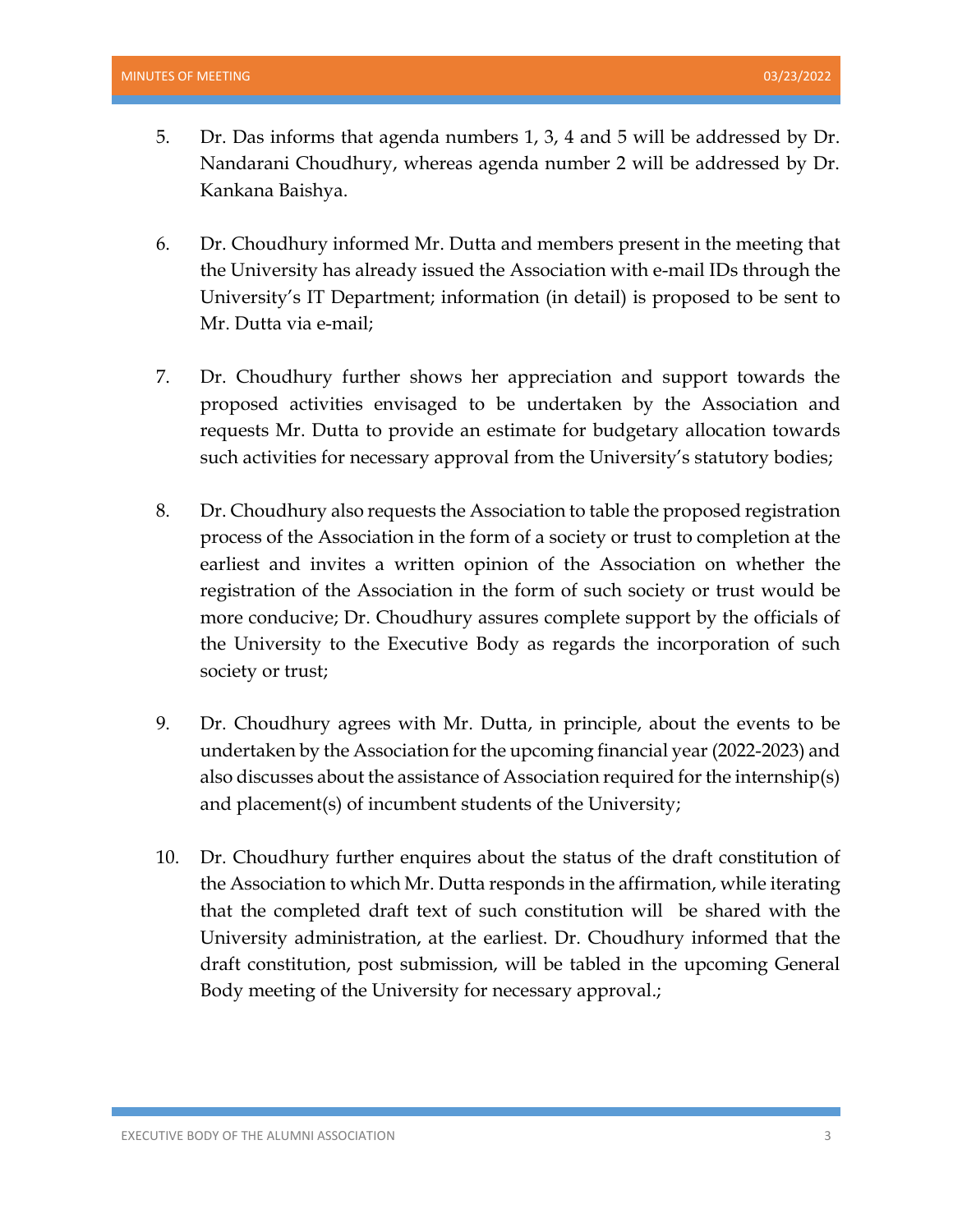5. Dr. Das informs that agenda numbers 1, 3, 4 and 5 will be addressed by Dr. Nandarani Choudhury, whereas agenda number 2 will be addressed by Dr. Kankana Baishya.

6. Dr. Choudhury informed Mr. Dutta and members present in the meeting that the University has already issued the Association with e-mail IDs through the University's IT Department; information (in detail) is proposed to be sent to Mr. Dutta via e-mail;

7. Dr. Choudhury further shows her appreciation and support towards the proposed activities envisaged to be undertaken by the Association and requests Mr. Dutta to provide an estimate for budgetary allocation towards such activities for necessary approval from the University's statutory bodies;

8. Dr. Choudhury also requests the Association to table the proposed registration process of the Association in the form of a society or trust to completion at the earliest and invites a written opinion of the Association on whether the registration of the Association in the form of such society or trust would be more conducive; Dr. Choudhury assures complete support by the officials of the University to the Executive Body as regards the incorporation of such society or trust;

9. Dr. Choudhury agrees with Mr. Dutta, in principle, about the events to be undertaken by the Association for the upcoming financial year (2022-2023) and also discusses about the assistance of Association required for the internship(s) and placement(s) of incumbent students of the University;

10. Dr. Choudhury further enquires about the status of the draft constitution of the Association to which Mr. Dutta responds in the affirmation, while iterating that the completed draft text of such constitution will be shared with the University administration, at the earliest. Dr. Choudhury informed that the draft constitution, post submission, will be tabled in the upcoming General Body meeting of the University for necessary approval.;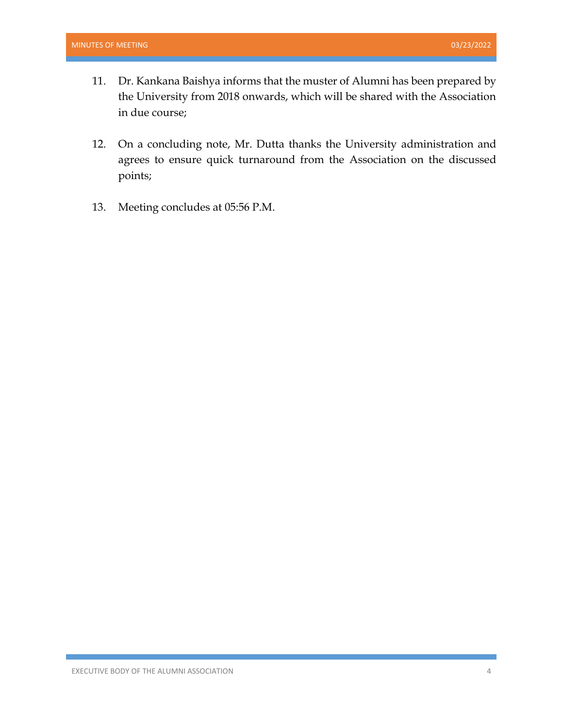11. Dr. Kankana Baishya informs that the muster of Alumni has been prepared by the University from 2018 onwards, which will be shared with the Association in due course;

12. On a concluding note, Mr. Dutta thanks the University administration and agrees to ensure quick turnaround from the Association on the discussed points;

13. Meeting concludes at 05:56 P.M.